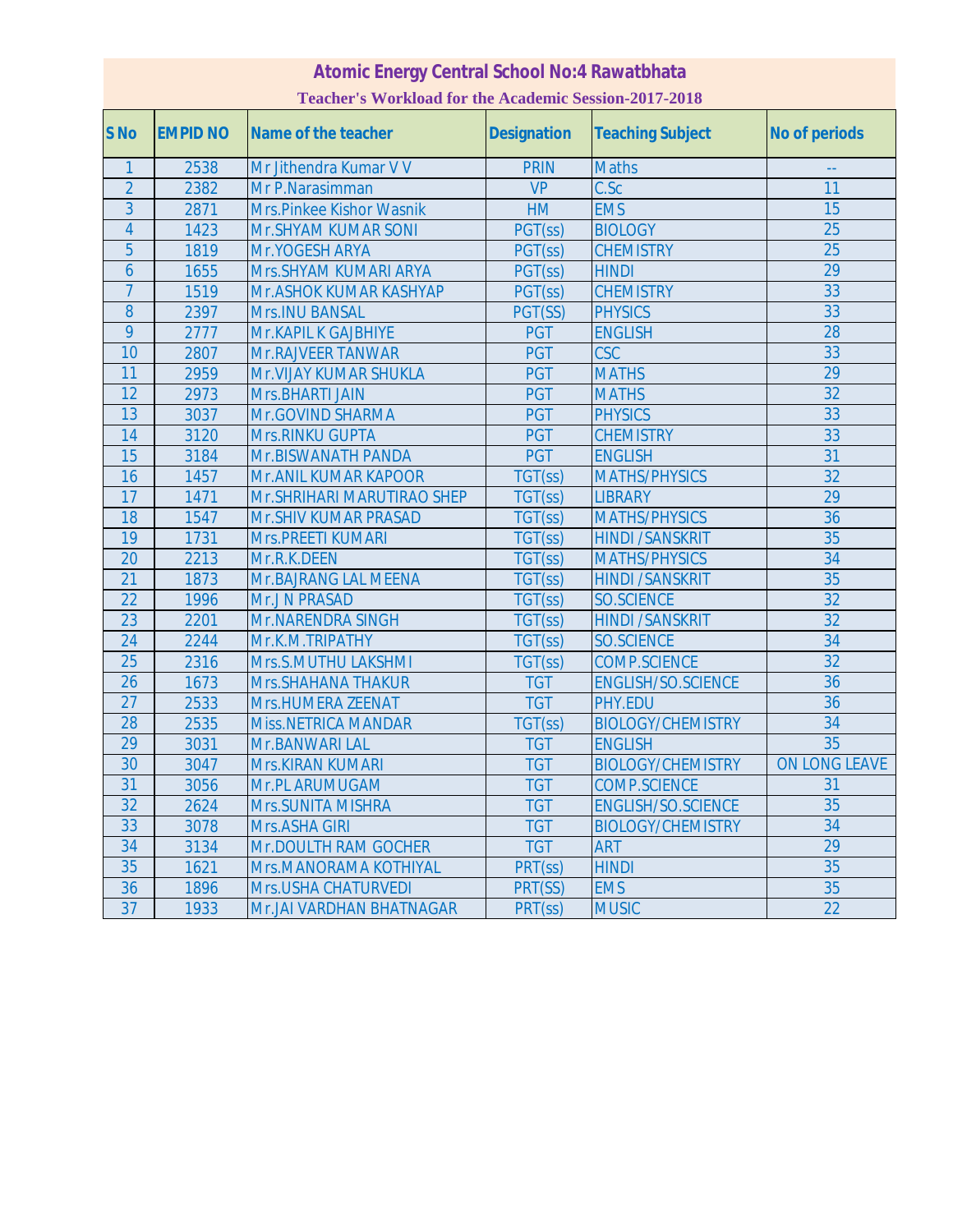# Atomic Energy Central School No:4 Rawatbhata

## Teacher's Workload for the Academic Session-2017-2018

| S No | EMPID NO | Name of the teacher | Designation | Teaching Subject | No of periods |
|---|---|---|---|---|---|
| 1 | 2538 | Mr Jithendra Kumar V V | PRIN | Maths | -- |
| 2 | 2382 | Mr P.Narasimman | VP | C.Sc | 11 |
| 3 | 2871 | Mrs.Pinkee Kishor Wasnik | HM | EMS | 15 |
| 4 | 1423 | Mr.SHYAM KUMAR SONI | PGT(ss) | BIOLOGY | 25 |
| 5 | 1819 | Mr.YOGESH ARYA | PGT(ss) | CHEMISTRY | 25 |
| 6 | 1655 | Mrs.SHYAM KUMARI ARYA | PGT(ss) | HINDI | 29 |
| 7 | 1519 | Mr.ASHOK KUMAR KASHYAP | PGT(ss) | CHEMISTRY | 33 |
| 8 | 2397 | Mrs.INU BANSAL | PGT(SS) | PHYSICS | 33 |
| 9 | 2777 | Mr.KAPIL K GAJBHIYE | PGT | ENGLISH | 28 |
| 10 | 2807 | Mr.RAJVEER TANWAR | PGT | CSC | 33 |
| 11 | 2959 | Mr.VIJAY KUMAR SHUKLA | PGT | MATHS | 29 |
| 12 | 2973 | Mrs.BHARTI JAIN | PGT | MATHS | 32 |
| 13 | 3037 | Mr.GOVIND SHARMA | PGT | PHYSICS | 33 |
| 14 | 3120 | Mrs.RINKU GUPTA | PGT | CHEMISTRY | 33 |
| 15 | 3184 | Mr.BISWANATH PANDA | PGT | ENGLISH | 31 |
| 16 | 1457 | Mr.ANIL KUMAR KAPOOR | TGT(ss) | MATHS/PHYSICS | 32 |
| 17 | 1471 | Mr.SHRIHARI MARUTIRAO SHEP | TGT(ss) | LIBRARY | 29 |
| 18 | 1547 | Mr.SHIV KUMAR PRASAD | TGT(ss) | MATHS/PHYSICS | 36 |
| 19 | 1731 | Mrs.PREETI KUMARI | TGT(ss) | HINDI /SANSKRIT | 35 |
| 20 | 2213 | Mr.R.K.DEEN | TGT(ss) | MATHS/PHYSICS | 34 |
| 21 | 1873 | Mr.BAJRANG LAL MEENA | TGT(ss) | HINDI /SANSKRIT | 35 |
| 22 | 1996 | Mr.J N PRASAD | TGT(ss) | SO.SCIENCE | 32 |
| 23 | 2201 | Mr.NARENDRA SINGH | TGT(ss) | HINDI /SANSKRIT | 32 |
| 24 | 2244 | Mr.K.M.TRIPATHY | TGT(ss) | SO.SCIENCE | 34 |
| 25 | 2316 | Mrs.S.MUTHU LAKSHMI | TGT(ss) | COMP.SCIENCE | 32 |
| 26 | 1673 | Mrs.SHAHANA THAKUR | TGT | ENGLISH/SO.SCIENCE | 36 |
| 27 | 2533 | Mrs.HUMERA ZEENAT | TGT | PHY.EDU | 36 |
| 28 | 2535 | Miss.NETRICA MANDAR | TGT(ss) | BIOLOGY/CHEMISTRY | 34 |
| 29 | 3031 | Mr.BANWARI LAL | TGT | ENGLISH | 35 |
| 30 | 3047 | Mrs.KIRAN KUMARI | TGT | BIOLOGY/CHEMISTRY | ON LONG LEAVE |
| 31 | 3056 | Mr.PL ARUMUGAM | TGT | COMP.SCIENCE | 31 |
| 32 | 2624 | Mrs.SUNITA MISHRA | TGT | ENGLISH/SO.SCIENCE | 35 |
| 33 | 3078 | Mrs.ASHA GIRI | TGT | BIOLOGY/CHEMISTRY | 34 |
| 34 | 3134 | Mr.DOULTH RAM GOCHER | TGT | ART | 29 |
| 35 | 1621 | Mrs.MANORAMA KOTHIYAL | PRT(ss) | HINDI | 35 |
| 36 | 1896 | Mrs.USHA CHATURVEDI | PRT(SS) | EMS | 35 |
| 37 | 1933 | Mr.JAI VARDHAN BHATNAGAR | PRT(ss) | MUSIC | 22 |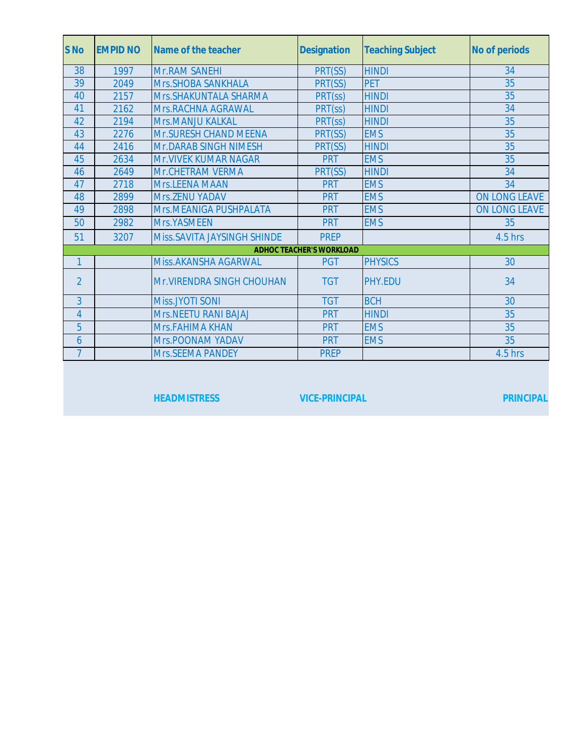| S No | EMPID NO | Name of the teacher | Designation | Teaching Subject | No of periods |
|---|---|---|---|---|---|
| 38 | 1997 | Mr.RAM SANEHI | PRT(SS) | HINDI | 34 |
| 39 | 2049 | Mrs.SHOBA SANKHALA | PRT(SS) | PET | 35 |
| 40 | 2157 | Mrs.SHAKUNTALA SHARMA | PRT(ss) | HINDI | 35 |
| 41 | 2162 | Mrs.RACHNA AGRAWAL | PRT(ss) | HINDI | 34 |
| 42 | 2194 | Mrs.MANJU KALKAL | PRT(ss) | HINDI | 35 |
| 43 | 2276 | Mr.SURESH CHAND MEENA | PRT(SS) | EMS | 35 |
| 44 | 2416 | Mr.DARAB SINGH NIMESH | PRT(SS) | HINDI | 35 |
| 45 | 2634 | Mr.VIVEK KUMAR NAGAR | PRT | EMS | 35 |
| 46 | 2649 | Mr.CHETRAM VERMA | PRT(SS) | HINDI | 34 |
| 47 | 2718 | Mrs.LEENA MAAN | PRT | EMS | 34 |
| 48 | 2899 | Mrs.ZENU YADAV | PRT | EMS | ON LONG LEAVE |
| 49 | 2898 | Mrs.MEANIGA PUSHPALATA | PRT | EMS | ON LONG LEAVE |
| 50 | 2982 | Mrs.YASMEEN | PRT | EMS | 35 |
| 51 | 3207 | Miss.SAVITA JAYSINGH SHINDE | PREP | | 4.5 hrs |
| **ADHOC TEACHER'S WORKLOAD** | | | | | |
| 1 | | Miss.AKANSHA AGARWAL | PGT | PHYSICS | 30 |
| 2 | | Mr.VIRENDRA SINGH CHOUHAN | TGT | PHY.EDU | 34 |
| 3 | | Miss.JYOTI SONI | TGT | BCH | 30 |
| 4 | | Mrs.NEETU RANI BAJAJ | PRT | HINDI | 35 |
| 5 | | Mrs.FAHIMA KHAN | PRT | EMS | 35 |
| 6 | | Mrs.POONAM YADAV | PRT | EMS | 35 |
| 7 | | Mrs.SEEMA PANDEY | PREP | | 4.5 hrs |

**HEADMISTRESS** **VICE-PRINCIPAL** **PRINCIPAL**